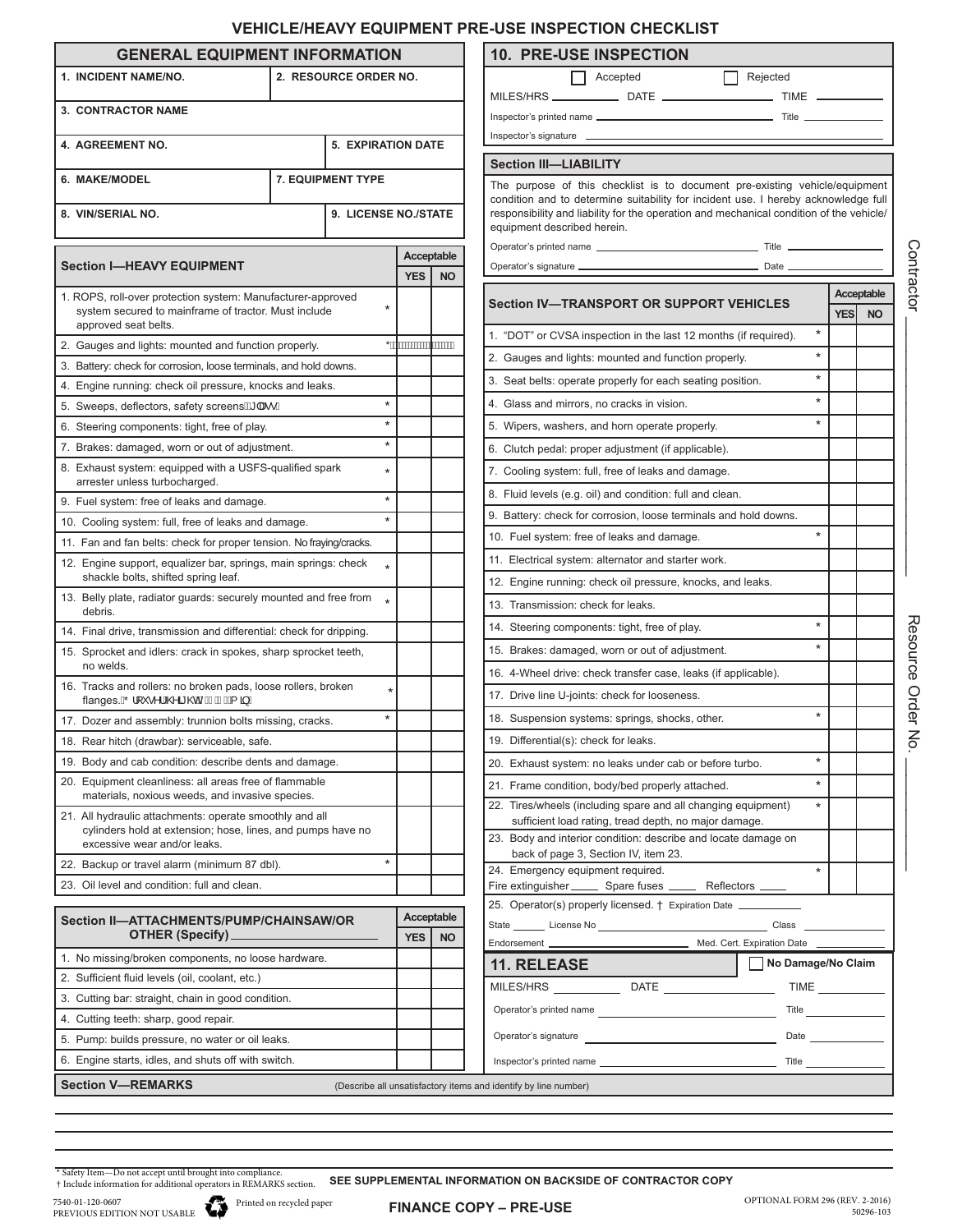# VEHICLE/HEAVY EQUIPMENT PRE-USE INSPECTION CHECKLIST

## GENERAL EQUIPMENT INFORMATION

| | |
|---|---|
| 1. INCIDENT NAME/NO. | 2. RESOURCE ORDER NO. |
| 3. CONTRACTOR NAME | |
| 4. AGREEMENT NO. | 5. EXPIRATION DATE |
| 6. MAKE/MODEL | 7. EQUIPMENT TYPE |
| 8. VIN/SERIAL NO. | 9. LICENSE NO./STATE |

| Section I—HEAVY EQUIPMENT | | Acceptable | |
|---|---|---|---|
| | | YES | NO |
| 1. ROPS, roll-over protection system: Manufacturer-approved system secured to mainframe of tractor. Must include approved seat belts. | * | | |
| 2. Gauges and lights: mounted and function properly. | * | | |
| 3. Battery: check for corrosion, loose terminals, and hold downs. | | | |
| 4. Engine running: check oil pressure, knocks and leaks. | | | |
| 5. Sweeps, deflectors, safety screens, glass. | * | | |
| 6. Steering components: tight, free of play. | * | | |
| 7. Brakes: damaged, worn or out of adjustment. | * | | |
| 8. Exhaust system: equipped with a USFS-qualified spark arrester unless turbocharged. | * | | |
| 9. Fuel system: free of leaks and damage. | * | | |
| 10. Cooling system: full, free of leaks and damage. | * | | |
| 11. Fan and fan belts: check for proper tension. No fraying/cracks. | | | |
| 12. Engine support, equalizer bar, springs, main springs: check shackle bolts, shifted spring leaf. | * | | |
| 13. Belly plate, radiator guards: securely mounted and free from debris. | * | | |
| 14. Final drive, transmission and differential: check for dripping. | | | |
| 15. Sprocket and idlers: crack in spokes, sharp sprocket teeth, no welds. | | | |
| 16. Tracks and rollers: no broken pads, loose rollers, broken flanges. Grouser height 3/4" min. | * | | |
| 17. Dozer and assembly: trunnion bolts missing, cracks. | * | | |
| 18. Rear hitch (drawbar): serviceable, safe. | | | |
| 19. Body and cab condition: describe dents and damage. | | | |
| 20. Equipment cleanliness: all areas free of flammable materials, noxious weeds, and invasive species. | | | |
| 21. All hydraulic attachments: operate smoothly and all cylinders hold at extension; hose, lines, and pumps have no excessive wear and/or leaks. | | | |
| 22. Backup or travel alarm (minimum 87 dbl). | * | | |
| 23. Oil level and condition: full and clean. | | | |

| Section II—ATTACHMENTS/PUMP/CHAINSAW/OR OTHER (Specify) ______ | Acceptable | |
|---|---|---|
| | YES | NO |
| 1. No missing/broken components, no loose hardware. | | |
| 2. Sufficient fluid levels (oil, coolant, etc.) | | |
| 3. Cutting bar: straight, chain in good condition. | | |
| 4. Cutting teeth: sharp, good repair. | | |
| 5. Pump: builds pressure, no water or oil leaks. | | |
| 6. Engine starts, idles, and shuts off with switch. | | |

## 10. PRE-USE INSPECTION

☐ Accepted ☐ Rejected

MILES/HRS ______ DATE ______ TIME ______

Inspector's printed name ______ Title ______

Inspector's signature ______

### Section III—LIABILITY

The purpose of this checklist is to document pre-existing vehicle/equipment condition and to determine suitability for incident use. I hereby acknowledge full responsibility and liability for the operation and mechanical condition of the vehicle/equipment described herein.

Operator's printed name ______ Title ______

Operator's signature ______ Date ______

| Section IV—TRANSPORT OR SUPPORT VEHICLES | | Acceptable | |
|---|---|---|---|
| | | YES | NO |
| 1. "DOT" or CVSA inspection in the last 12 months (if required). | * | | |
| 2. Gauges and lights: mounted and function properly. | * | | |
| 3. Seat belts: operate properly for each seating position. | * | | |
| 4. Glass and mirrors, no cracks in vision. | * | | |
| 5. Wipers, washers, and horn operate properly. | * | | |
| 6. Clutch pedal: proper adjustment (if applicable). | | | |
| 7. Cooling system: full, free of leaks and damage. | | | |
| 8. Fluid levels (e.g. oil) and condition: full and clean. | | | |
| 9. Battery: check for corrosion, loose terminals and hold downs. | | | |
| 10. Fuel system: free of leaks and damage. | * | | |
| 11. Electrical system: alternator and starter work. | | | |
| 12. Engine running: check oil pressure, knocks, and leaks. | | | |
| 13. Transmission: check for leaks. | | | |
| 14. Steering components: tight, free of play. | * | | |
| 15. Brakes: damaged, worn or out of adjustment. | * | | |
| 16. 4-Wheel drive: check transfer case, leaks (if applicable). | | | |
| 17. Drive line U-joints: check for looseness. | | | |
| 18. Suspension systems: springs, shocks, other. | * | | |
| 19. Differential(s): check for leaks. | | | |
| 20. Exhaust system: no leaks under cab or before turbo. | * | | |
| 21. Frame condition, body/bed properly attached. | * | | |
| 22. Tires/wheels (including spare and all changing equipment) sufficient load rating, tread depth, no major damage. | * | | |
| 23. Body and interior condition: describe and locate damage on back of page 3, Section IV, item 23. | | | |
| 24. Emergency equipment required. Fire extinguisher ____ Spare fuses ____ Reflectors ____ | * | | |

25. Operator(s) properly licensed. † Expiration Date ______

State ____ License No ______ Class ______

Endorsement ______ Med. Cert. Expiration Date ______

## 11. RELEASE

☐ No Damage/No Claim

MILES/HRS ______ DATE ______ TIME ______

Operator's printed name ______ Title ______

Operator's signature ______ Date ______

Inspector's printed name ______ Title ______

Contractor ______ Resource Order No. ______

### Section V—REMARKS

(Describe all unsatisfactory items and identify by line number)

* Safety Item—Do not accept until brought into compliance.
† Include information for additional operators in REMARKS section.

SEE SUPPLEMENTAL INFORMATION ON BACKSIDE OF CONTRACTOR COPY

7540-01-120-0607
PREVIOUS EDITION NOT USABLE

Printed on recycled paper

FINANCE COPY – PRE-USE

OPTIONAL FORM 296 (REV. 2-2016)
50296-103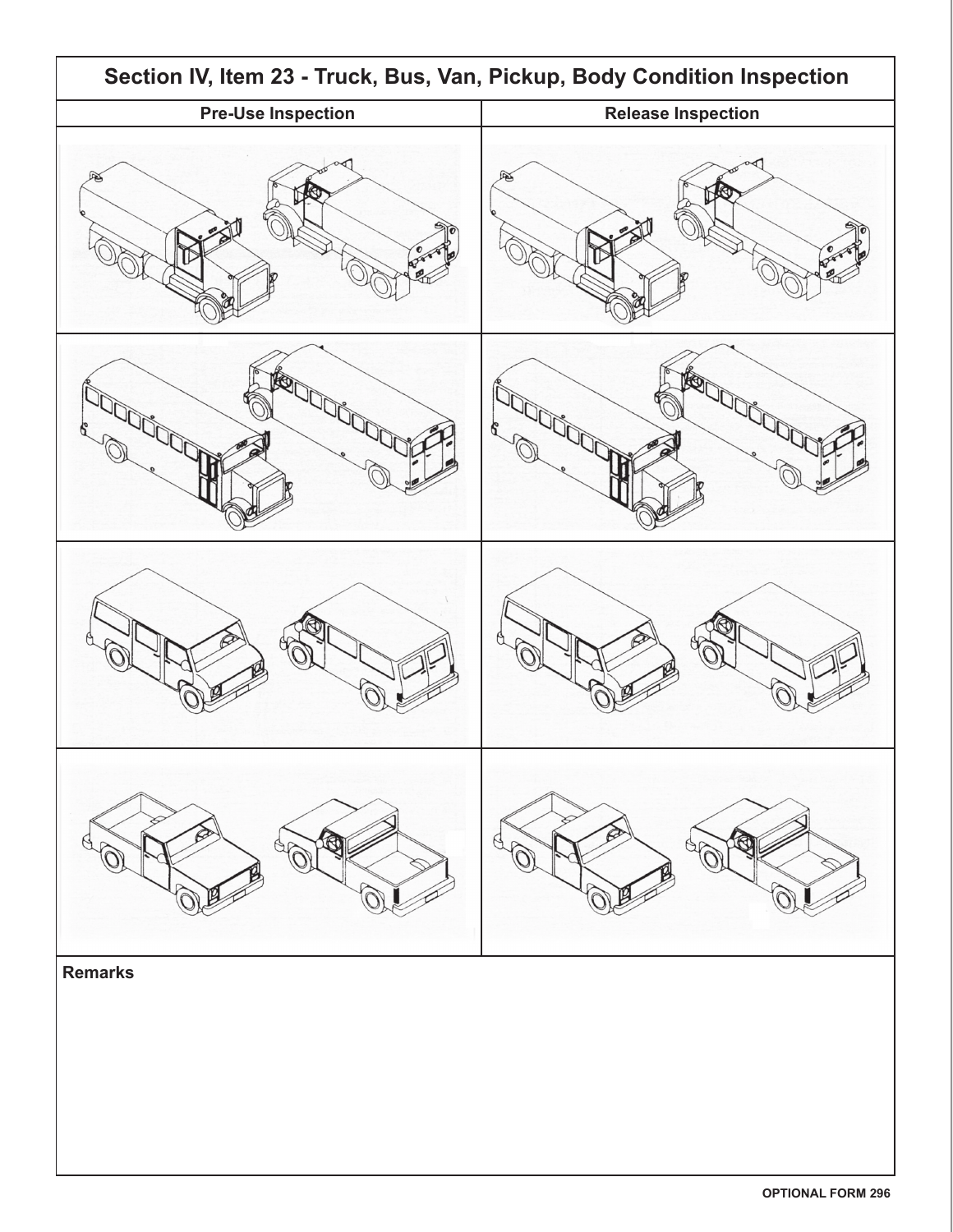## Section IV, Item 23 - Truck, Bus, Van, Pickup, Body Condition Inspection

| Pre-Use Inspection | Release Inspection |
|---|---|
| | |
| | |
| | |
| | |

**Remarks**

OPTIONAL FORM 296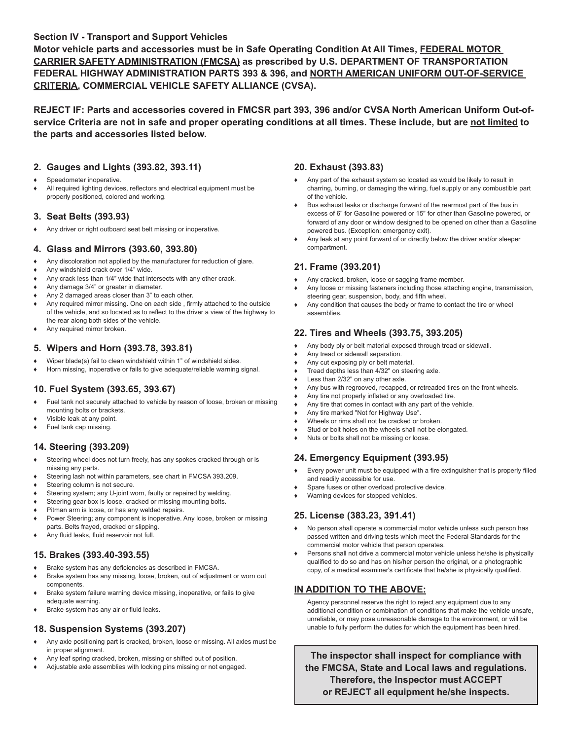**Section IV - Transport and Support Vehicles**

**Motor vehicle parts and accessories must be in Safe Operating Condition At All Times, FEDERAL MOTOR CARRIER SAFETY ADMINISTRATION (FMCSA) as prescribed by U.S. DEPARTMENT OF TRANSPORTATION FEDERAL HIGHWAY ADMINISTRATION PARTS 393 & 396, and NORTH AMERICAN UNIFORM OUT-OF-SERVICE CRITERIA, COMMERCIAL VEHICLE SAFETY ALLIANCE (CVSA).**

**REJECT IF: Parts and accessories covered in FMCSR part 393, 396 and/or CVSA North American Uniform Out-of-service Criteria are not in safe and proper operating conditions at all times. These include, but are not limited to the parts and accessories listed below.**

### 2. Gauges and Lights (393.82, 393.11)

- Speedometer inoperative.
- All required lighting devices, reflectors and electrical equipment must be properly positioned, colored and working.

### 3. Seat Belts (393.93)

- Any driver or right outboard seat belt missing or inoperative.

### 4. Glass and Mirrors (393.60, 393.80)

- Any discoloration not applied by the manufacturer for reduction of glare.
- Any windshield crack over 1/4" wide.
- Any crack less than 1/4" wide that intersects with any other crack.
- Any damage 3/4" or greater in diameter.
- Any 2 damaged areas closer than 3" to each other.
- Any required mirror missing. One on each side , firmly attached to the outside of the vehicle, and so located as to reflect to the driver a view of the highway to the rear along both sides of the vehicle.
- Any required mirror broken.

### 5. Wipers and Horn (393.78, 393.81)

- Wiper blade(s) fail to clean windshield within 1" of windshield sides.
- Horn missing, inoperative or fails to give adequate/reliable warning signal.

### 10. Fuel System (393.65, 393.67)

- Fuel tank not securely attached to vehicle by reason of loose, broken or missing mounting bolts or brackets.
- Visible leak at any point.
- Fuel tank cap missing.

### 14. Steering (393.209)

- Steering wheel does not turn freely, has any spokes cracked through or is missing any parts.
- Steering lash not within parameters, see chart in FMCSA 393.209.
- Steering column is not secure.
- Steering system; any U-joint worn, faulty or repaired by welding.
- Steering gear box is loose, cracked or missing mounting bolts.
- Pitman arm is loose, or has any welded repairs.
- Power Steering; any component is inoperative. Any loose, broken or missing parts. Belts frayed, cracked or slipping.
- Any fluid leaks, fluid reservoir not full.

### 15. Brakes (393.40-393.55)

- Brake system has any deficiencies as described in FMCSA.
- Brake system has any missing, loose, broken, out of adjustment or worn out components.
- Brake system failure warning device missing, inoperative, or fails to give adequate warning.
- Brake system has any air or fluid leaks.

### 18. Suspension Systems (393.207)

- Any axle positioning part is cracked, broken, loose or missing. All axles must be in proper alignment.
- Any leaf spring cracked, broken, missing or shifted out of position.
- Adjustable axle assemblies with locking pins missing or not engaged.

### 20. Exhaust (393.83)

- Any part of the exhaust system so located as would be likely to result in charring, burning, or damaging the wiring, fuel supply or any combustible part of the vehicle.
- Bus exhaust leaks or discharge forward of the rearmost part of the bus in excess of 6" for Gasoline powered or 15" for other than Gasoline powered, or forward of any door or window designed to be opened on other than a Gasoline powered bus. (Exception: emergency exit).
- Any leak at any point forward of or directly below the driver and/or sleeper compartment.

### 21. Frame (393.201)

- Any cracked, broken, loose or sagging frame member.
- Any loose or missing fasteners including those attaching engine, transmission, steering gear, suspension, body, and fifth wheel.
- Any condition that causes the body or frame to contact the tire or wheel assemblies.

### 22. Tires and Wheels (393.75, 393.205)

- Any body ply or belt material exposed through tread or sidewall.
- Any tread or sidewall separation.
- Any cut exposing ply or belt material.
- Tread depths less than 4/32" on steering axle.
- Less than 2/32" on any other axle.
- Any bus with regrooved, recapped, or retreaded tires on the front wheels.
- Any tire not properly inflated or any overloaded tire.
- Any tire that comes in contact with any part of the vehicle.
- Any tire marked "Not for Highway Use".
- Wheels or rims shall not be cracked or broken.
- Stud or bolt holes on the wheels shall not be elongated.
- Nuts or bolts shall not be missing or loose.

### 24. Emergency Equipment (393.95)

- Every power unit must be equipped with a fire extinguisher that is properly filled and readily accessible for use.
- Spare fuses or other overload protective device.
- Warning devices for stopped vehicles.

### 25. License (383.23, 391.41)

- No person shall operate a commercial motor vehicle unless such person has passed written and driving tests which meet the Federal Standards for the commercial motor vehicle that person operates.
- Persons shall not drive a commercial motor vehicle unless he/she is physically qualified to do so and has on his/her person the original, or a photographic copy, of a medical examiner's certificate that he/she is physically qualified.

### IN ADDITION TO THE ABOVE:

Agency personnel reserve the right to reject any equipment due to any additional condition or combination of conditions that make the vehicle unsafe, unreliable, or may pose unreasonable damage to the environment, or will be unable to fully perform the duties for which the equipment has been hired.

**The inspector shall inspect for compliance with the FMCSA, State and Local laws and regulations. Therefore, the Inspector must ACCEPT or REJECT all equipment he/she inspects.**